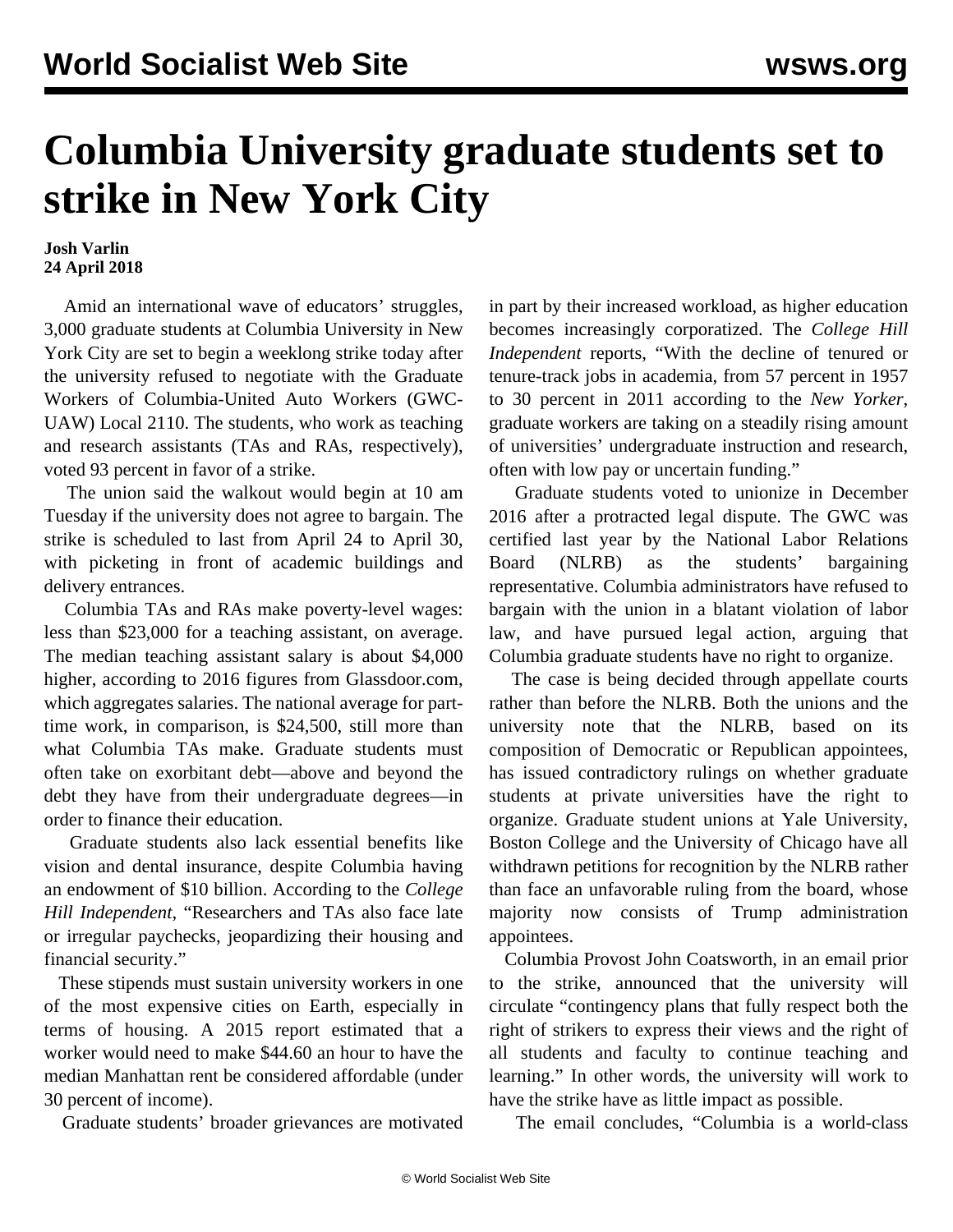# Columbia University graduate students set to strike in New York City

**Josh Varlin**
**24 April 2018**

Amid an international wave of educators' struggles, 3,000 graduate students at Columbia University in New York City are set to begin a weeklong strike today after the university refused to negotiate with the Graduate Workers of Columbia-United Auto Workers (GWC-UAW) Local 2110. The students, who work as teaching and research assistants (TAs and RAs, respectively), voted 93 percent in favor of a strike.

The union said the walkout would begin at 10 am Tuesday if the university does not agree to bargain. The strike is scheduled to last from April 24 to April 30, with picketing in front of academic buildings and delivery entrances.

Columbia TAs and RAs make poverty-level wages: less than $23,000 for a teaching assistant, on average. The median teaching assistant salary is about $4,000 higher, according to 2016 figures from Glassdoor.com, which aggregates salaries. The national average for part-time work, in comparison, is $24,500, still more than what Columbia TAs make. Graduate students must often take on exorbitant debt—above and beyond the debt they have from their undergraduate degrees—in order to finance their education.

Graduate students also lack essential benefits like vision and dental insurance, despite Columbia having an endowment of $10 billion. According to the *College Hill Independent*, "Researchers and TAs also face late or irregular paychecks, jeopardizing their housing and financial security."

These stipends must sustain university workers in one of the most expensive cities on Earth, especially in terms of housing. A 2015 report estimated that a worker would need to make $44.60 an hour to have the median Manhattan rent be considered affordable (under 30 percent of income).

Graduate students' broader grievances are motivated in part by their increased workload, as higher education becomes increasingly corporatized. The *College Hill Independent* reports, "With the decline of tenured or tenure-track jobs in academia, from 57 percent in 1957 to 30 percent in 2011 according to the *New Yorker*, graduate workers are taking on a steadily rising amount of universities' undergraduate instruction and research, often with low pay or uncertain funding."

Graduate students voted to unionize in December 2016 after a protracted legal dispute. The GWC was certified last year by the National Labor Relations Board (NLRB) as the students' bargaining representative. Columbia administrators have refused to bargain with the union in a blatant violation of labor law, and have pursued legal action, arguing that Columbia graduate students have no right to organize.

The case is being decided through appellate courts rather than before the NLRB. Both the unions and the university note that the NLRB, based on its composition of Democratic or Republican appointees, has issued contradictory rulings on whether graduate students at private universities have the right to organize. Graduate student unions at Yale University, Boston College and the University of Chicago have all withdrawn petitions for recognition by the NLRB rather than face an unfavorable ruling from the board, whose majority now consists of Trump administration appointees.

Columbia Provost John Coatsworth, in an email prior to the strike, announced that the university will circulate "contingency plans that fully respect both the right of strikers to express their views and the right of all students and faculty to continue teaching and learning." In other words, the university will work to have the strike have as little impact as possible.

The email concludes, "Columbia is a world-class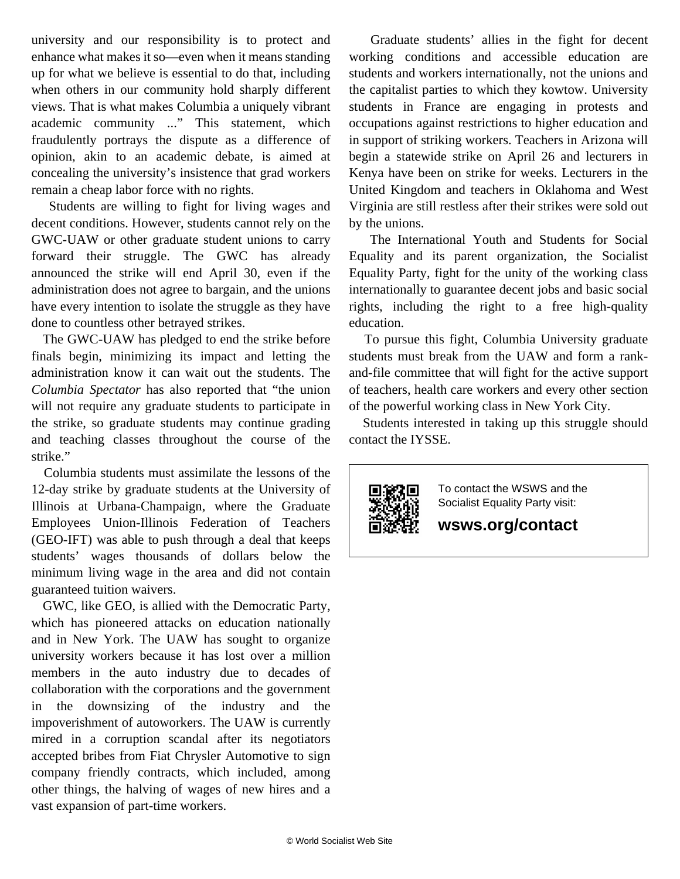university and our responsibility is to protect and enhance what makes it so—even when it means standing up for what we believe is essential to do that, including when others in our community hold sharply different views. That is what makes Columbia a uniquely vibrant academic community ...” This statement, which fraudulently portrays the dispute as a difference of opinion, akin to an academic debate, is aimed at concealing the university’s insistence that grad workers remain a cheap labor force with no rights.

Students are willing to fight for living wages and decent conditions. However, students cannot rely on the GWC-UAW or other graduate student unions to carry forward their struggle. The GWC has already announced the strike will end April 30, even if the administration does not agree to bargain, and the unions have every intention to isolate the struggle as they have done to countless other betrayed strikes.

The GWC-UAW has pledged to end the strike before finals begin, minimizing its impact and letting the administration know it can wait out the students. The *Columbia Spectator* has also reported that “the union will not require any graduate students to participate in the strike, so graduate students may continue grading and teaching classes throughout the course of the strike.”

Columbia students must assimilate the lessons of the 12-day strike by graduate students at the University of Illinois at Urbana-Champaign, where the Graduate Employees Union-Illinois Federation of Teachers (GEO-IFT) was able to push through a deal that keeps students’ wages thousands of dollars below the minimum living wage in the area and did not contain guaranteed tuition waivers.

GWC, like GEO, is allied with the Democratic Party, which has pioneered attacks on education nationally and in New York. The UAW has sought to organize university workers because it has lost over a million members in the auto industry due to decades of collaboration with the corporations and the government in the downsizing of the industry and the impoverishment of autoworkers. The UAW is currently mired in a corruption scandal after its negotiators accepted bribes from Fiat Chrysler Automotive to sign company friendly contracts, which included, among other things, the halving of wages of new hires and a vast expansion of part-time workers.

Graduate students’ allies in the fight for decent working conditions and accessible education are students and workers internationally, not the unions and the capitalist parties to which they kowtow. University students in France are engaging in protests and occupations against restrictions to higher education and in support of striking workers. Teachers in Arizona will begin a statewide strike on April 26 and lecturers in Kenya have been on strike for weeks. Lecturers in the United Kingdom and teachers in Oklahoma and West Virginia are still restless after their strikes were sold out by the unions.

The International Youth and Students for Social Equality and its parent organization, the Socialist Equality Party, fight for the unity of the working class internationally to guarantee decent jobs and basic social rights, including the right to a free high-quality education.

To pursue this fight, Columbia University graduate students must break from the UAW and form a rank-and-file committee that will fight for the active support of teachers, health care workers and every other section of the powerful working class in New York City.

Students interested in taking up this struggle should contact the IYSSE.

To contact the WSWS and the Socialist Equality Party visit:

**wsws.org/contact**